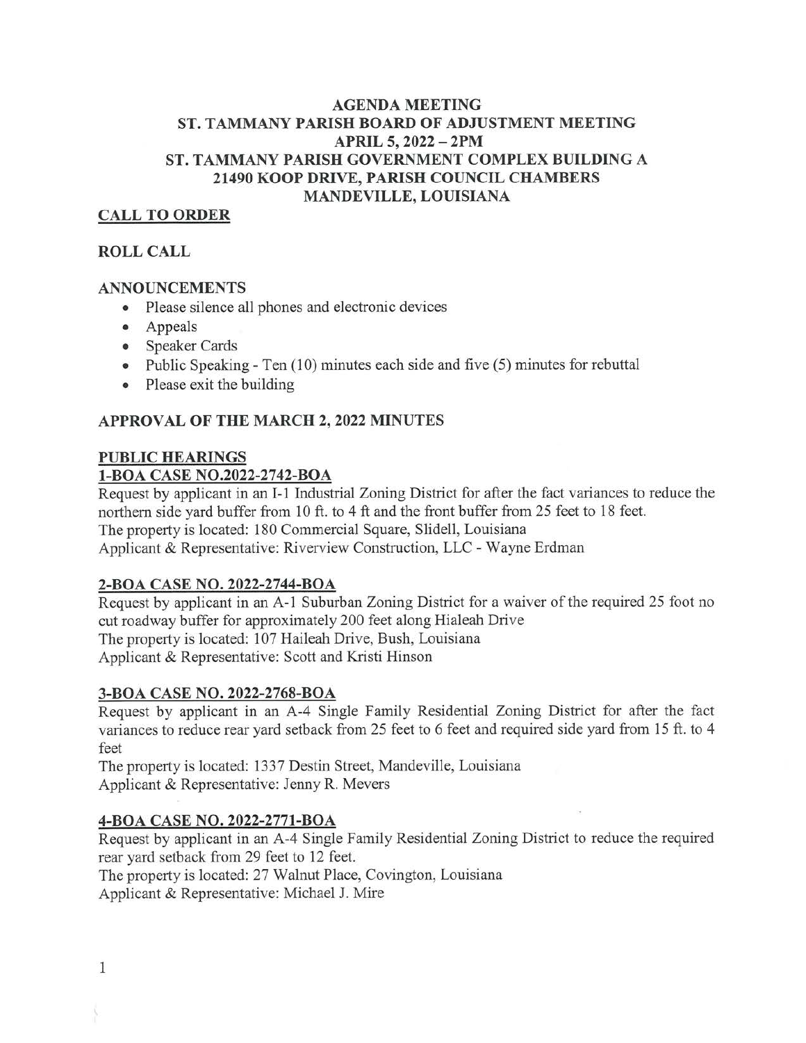# AGENDA MEETING
# ST. TAMMANY PARISH BOARD OF ADJUSTMENT MEETING
# APRIL 5, 2022 – 2PM
# ST. TAMMANY PARISH GOVERNMENT COMPLEX BUILDING A
# 21490 KOOP DRIVE, PARISH COUNCIL CHAMBERS
# MANDEVILLE, LOUISIANA

## CALL TO ORDER

## ROLL CALL

## ANNOUNCEMENTS

- Please silence all phones and electronic devices
- Appeals
- Speaker Cards
- Public Speaking - Ten (10) minutes each side and five (5) minutes for rebuttal
- Please exit the building

## APPROVAL OF THE MARCH 2, 2022 MINUTES

## PUBLIC HEARINGS

### 1-BOA CASE NO.2022-2742-BOA

Request by applicant in an I-1 Industrial Zoning District for after the fact variances to reduce the northern side yard buffer from 10 ft. to 4 ft and the front buffer from 25 feet to 18 feet.
The property is located: 180 Commercial Square, Slidell, Louisiana
Applicant & Representative: Riverview Construction, LLC - Wayne Erdman

### 2-BOA CASE NO. 2022-2744-BOA

Request by applicant in an A-1 Suburban Zoning District for a waiver of the required 25 foot no cut roadway buffer for approximately 200 feet along Hialeah Drive
The property is located: 107 Haileah Drive, Bush, Louisiana
Applicant & Representative: Scott and Kristi Hinson

### 3-BOA CASE NO. 2022-2768-BOA

Request by applicant in an A-4 Single Family Residential Zoning District for after the fact variances to reduce rear yard setback from 25 feet to 6 feet and required side yard from 15 ft. to 4 feet
The property is located: 1337 Destin Street, Mandeville, Louisiana
Applicant & Representative: Jenny R. Mevers

### 4-BOA CASE NO. 2022-2771-BOA

Request by applicant in an A-4 Single Family Residential Zoning District to reduce the required rear yard setback from 29 feet to 12 feet.
The property is located: 27 Walnut Place, Covington, Louisiana
Applicant & Representative: Michael J. Mire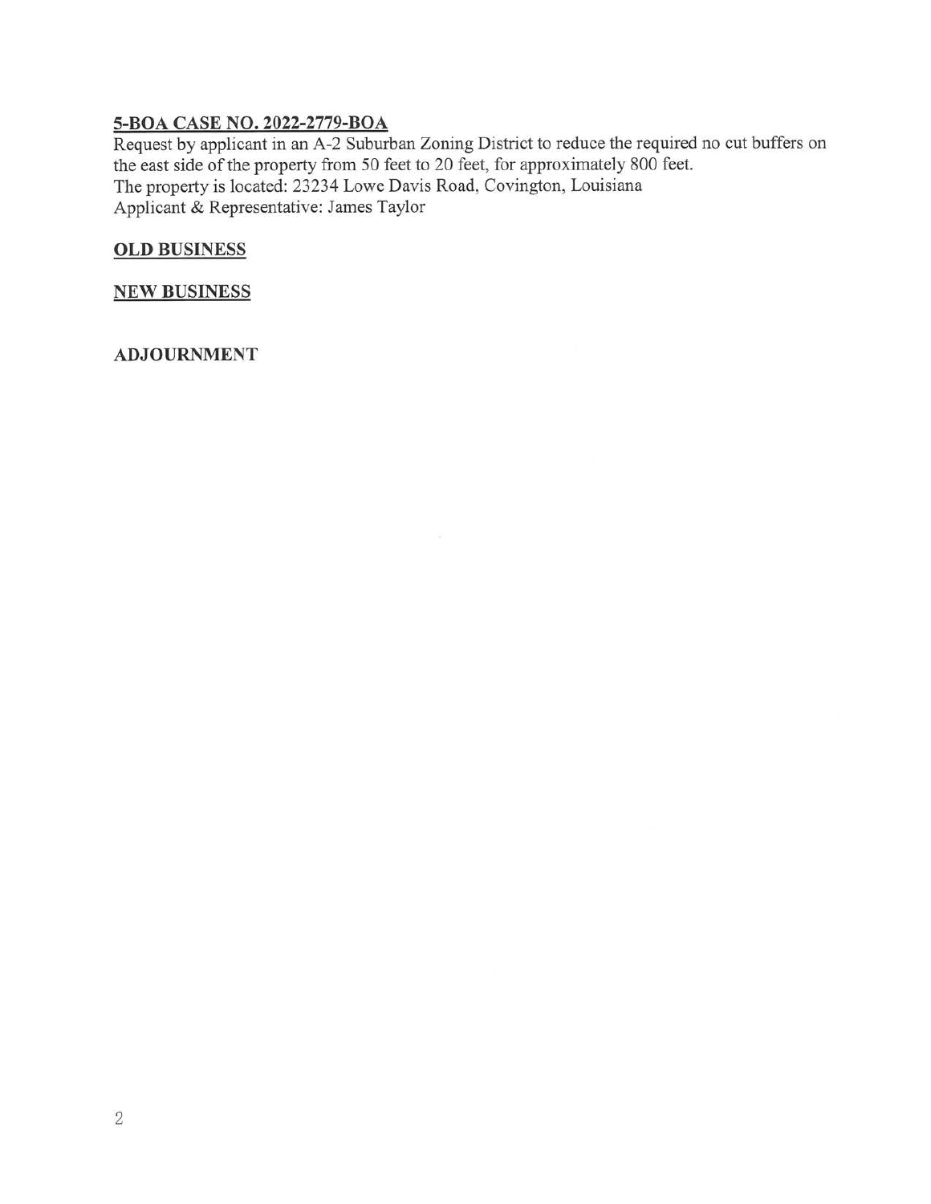**<u>5-BOA CASE NO. 2022-2779-BOA</u>**

Request by applicant in an A-2 Suburban Zoning District to reduce the required no cut buffers on the east side of the property from 50 feet to 20 feet, for approximately 800 feet.
The property is located: 23234 Lowe Davis Road, Covington, Louisiana
Applicant & Representative: James Taylor

**<u>OLD BUSINESS</u>**

**<u>NEW BUSINESS</u>**

**ADJOURNMENT**